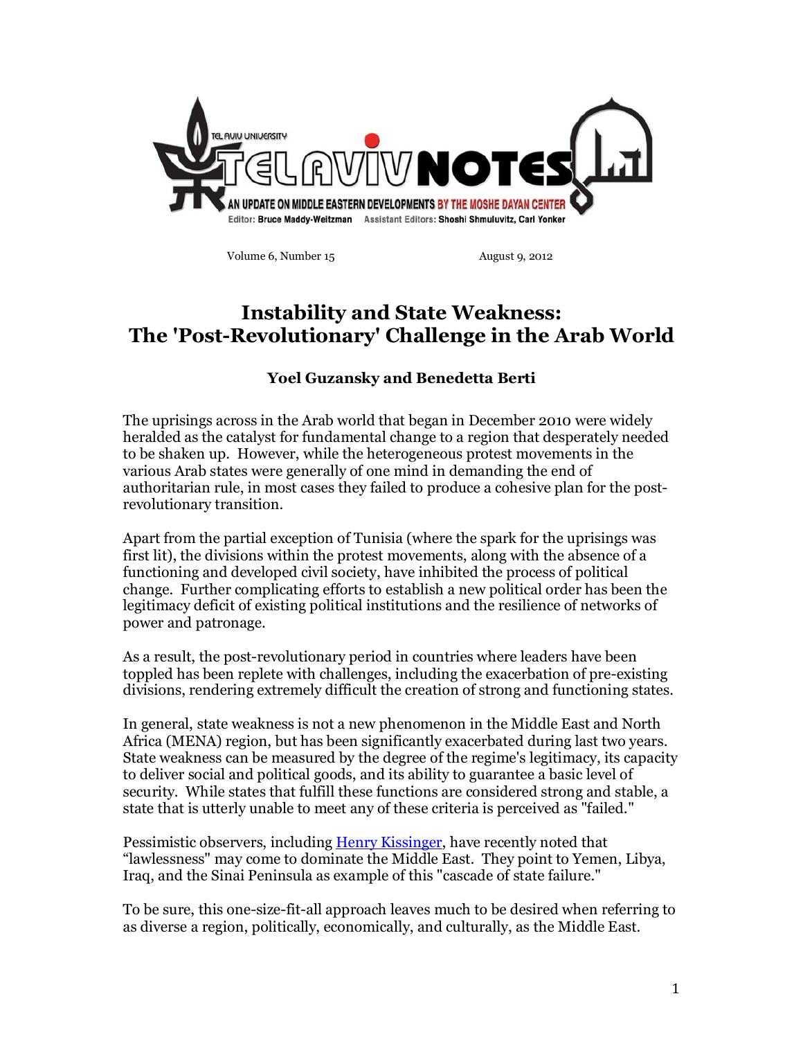TEL AVIV UNIVERSITY

TEL AVIV NOTES

AN UPDATE ON MIDDLE EASTERN DEVELOPMENTS BY THE MOSHE DAYAN CENTER

Editor: Bruce Maddy-Weitzman Assistant Editors: Shoshi Shmuluvitz, Carl Yonker

Volume 6, Number 15 August 9, 2012

# Instability and State Weakness: The 'Post-Revolutionary' Challenge in the Arab World

**Yoel Guzansky and Benedetta Berti**

The uprisings across in the Arab world that began in December 2010 were widely heralded as the catalyst for fundamental change to a region that desperately needed to be shaken up. However, while the heterogeneous protest movements in the various Arab states were generally of one mind in demanding the end of authoritarian rule, in most cases they failed to produce a cohesive plan for the post-revolutionary transition.

Apart from the partial exception of Tunisia (where the spark for the uprisings was first lit), the divisions within the protest movements, along with the absence of a functioning and developed civil society, have inhibited the process of political change. Further complicating efforts to establish a new political order has been the legitimacy deficit of existing political institutions and the resilience of networks of power and patronage.

As a result, the post-revolutionary period in countries where leaders have been toppled has been replete with challenges, including the exacerbation of pre-existing divisions, rendering extremely difficult the creation of strong and functioning states.

In general, state weakness is not a new phenomenon in the Middle East and North Africa (MENA) region, but has been significantly exacerbated during last two years. State weakness can be measured by the degree of the regime's legitimacy, its capacity to deliver social and political goods, and its ability to guarantee a basic level of security. While states that fulfill these functions are considered strong and stable, a state that is utterly unable to meet any of these criteria is perceived as "failed."

Pessimistic observers, including Henry Kissinger, have recently noted that "lawlessness" may come to dominate the Middle East. They point to Yemen, Libya, Iraq, and the Sinai Peninsula as example of this "cascade of state failure."

To be sure, this one-size-fit-all approach leaves much to be desired when referring to as diverse a region, politically, economically, and culturally, as the Middle East.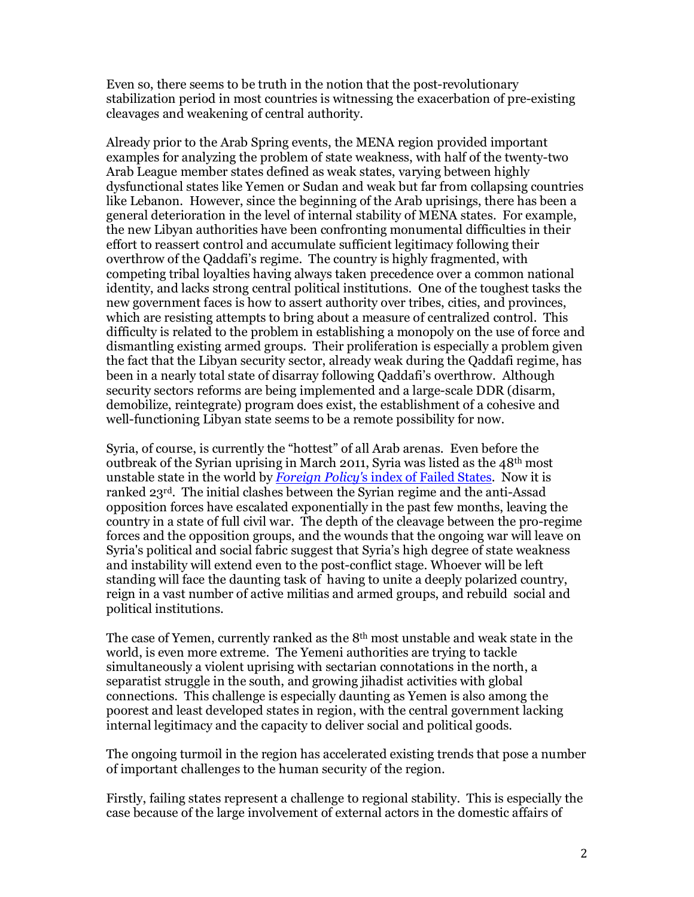Even so, there seems to be truth in the notion that the post-revolutionary stabilization period in most countries is witnessing the exacerbation of pre-existing cleavages and weakening of central authority.

Already prior to the Arab Spring events, the MENA region provided important examples for analyzing the problem of state weakness, with half of the twenty-two Arab League member states defined as weak states, varying between highly dysfunctional states like Yemen or Sudan and weak but far from collapsing countries like Lebanon. However, since the beginning of the Arab uprisings, there has been a general deterioration in the level of internal stability of MENA states. For example, the new Libyan authorities have been confronting monumental difficulties in their effort to reassert control and accumulate sufficient legitimacy following their overthrow of the Qaddafi's regime. The country is highly fragmented, with competing tribal loyalties having always taken precedence over a common national identity, and lacks strong central political institutions. One of the toughest tasks the new government faces is how to assert authority over tribes, cities, and provinces, which are resisting attempts to bring about a measure of centralized control. This difficulty is related to the problem in establishing a monopoly on the use of force and dismantling existing armed groups. Their proliferation is especially a problem given the fact that the Libyan security sector, already weak during the Qaddafi regime, has been in a nearly total state of disarray following Qaddafi's overthrow. Although security sectors reforms are being implemented and a large-scale DDR (disarm, demobilize, reintegrate) program does exist, the establishment of a cohesive and well-functioning Libyan state seems to be a remote possibility for now.

Syria, of course, is currently the "hottest" of all Arab arenas. Even before the outbreak of the Syrian uprising in March 2011, Syria was listed as the 48th most unstable state in the world by [*Foreign Policy*'s index of Failed States]. Now it is ranked 23rd. The initial clashes between the Syrian regime and the anti-Assad opposition forces have escalated exponentially in the past few months, leaving the country in a state of full civil war. The depth of the cleavage between the pro-regime forces and the opposition groups, and the wounds that the ongoing war will leave on Syria's political and social fabric suggest that Syria's high degree of state weakness and instability will extend even to the post-conflict stage. Whoever will be left standing will face the daunting task of having to unite a deeply polarized country, reign in a vast number of active militias and armed groups, and rebuild social and political institutions.

The case of Yemen, currently ranked as the 8th most unstable and weak state in the world, is even more extreme. The Yemeni authorities are trying to tackle simultaneously a violent uprising with sectarian connotations in the north, a separatist struggle in the south, and growing jihadist activities with global connections. This challenge is especially daunting as Yemen is also among the poorest and least developed states in region, with the central government lacking internal legitimacy and the capacity to deliver social and political goods.

The ongoing turmoil in the region has accelerated existing trends that pose a number of important challenges to the human security of the region.

Firstly, failing states represent a challenge to regional stability. This is especially the case because of the large involvement of external actors in the domestic affairs of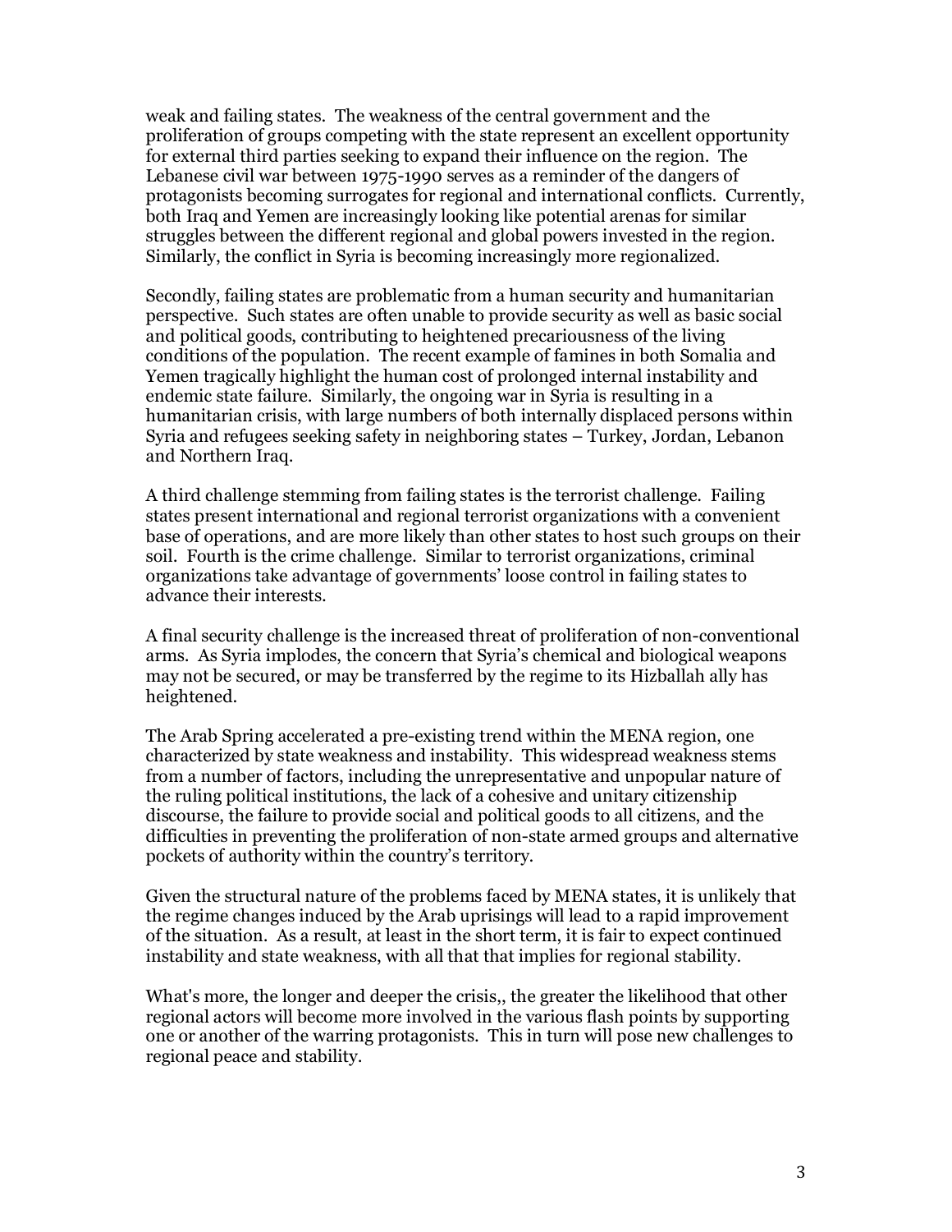weak and failing states. The weakness of the central government and the proliferation of groups competing with the state represent an excellent opportunity for external third parties seeking to expand their influence on the region. The Lebanese civil war between 1975-1990 serves as a reminder of the dangers of protagonists becoming surrogates for regional and international conflicts. Currently, both Iraq and Yemen are increasingly looking like potential arenas for similar struggles between the different regional and global powers invested in the region. Similarly, the conflict in Syria is becoming increasingly more regionalized.

Secondly, failing states are problematic from a human security and humanitarian perspective. Such states are often unable to provide security as well as basic social and political goods, contributing to heightened precariousness of the living conditions of the population. The recent example of famines in both Somalia and Yemen tragically highlight the human cost of prolonged internal instability and endemic state failure. Similarly, the ongoing war in Syria is resulting in a humanitarian crisis, with large numbers of both internally displaced persons within Syria and refugees seeking safety in neighboring states – Turkey, Jordan, Lebanon and Northern Iraq.

A third challenge stemming from failing states is the terrorist challenge. Failing states present international and regional terrorist organizations with a convenient base of operations, and are more likely than other states to host such groups on their soil. Fourth is the crime challenge. Similar to terrorist organizations, criminal organizations take advantage of governments' loose control in failing states to advance their interests.

A final security challenge is the increased threat of proliferation of non-conventional arms. As Syria implodes, the concern that Syria's chemical and biological weapons may not be secured, or may be transferred by the regime to its Hizballah ally has heightened.

The Arab Spring accelerated a pre-existing trend within the MENA region, one characterized by state weakness and instability. This widespread weakness stems from a number of factors, including the unrepresentative and unpopular nature of the ruling political institutions, the lack of a cohesive and unitary citizenship discourse, the failure to provide social and political goods to all citizens, and the difficulties in preventing the proliferation of non-state armed groups and alternative pockets of authority within the country's territory.

Given the structural nature of the problems faced by MENA states, it is unlikely that the regime changes induced by the Arab uprisings will lead to a rapid improvement of the situation. As a result, at least in the short term, it is fair to expect continued instability and state weakness, with all that that implies for regional stability.

What's more, the longer and deeper the crisis,, the greater the likelihood that other regional actors will become more involved in the various flash points by supporting one or another of the warring protagonists. This in turn will pose new challenges to regional peace and stability.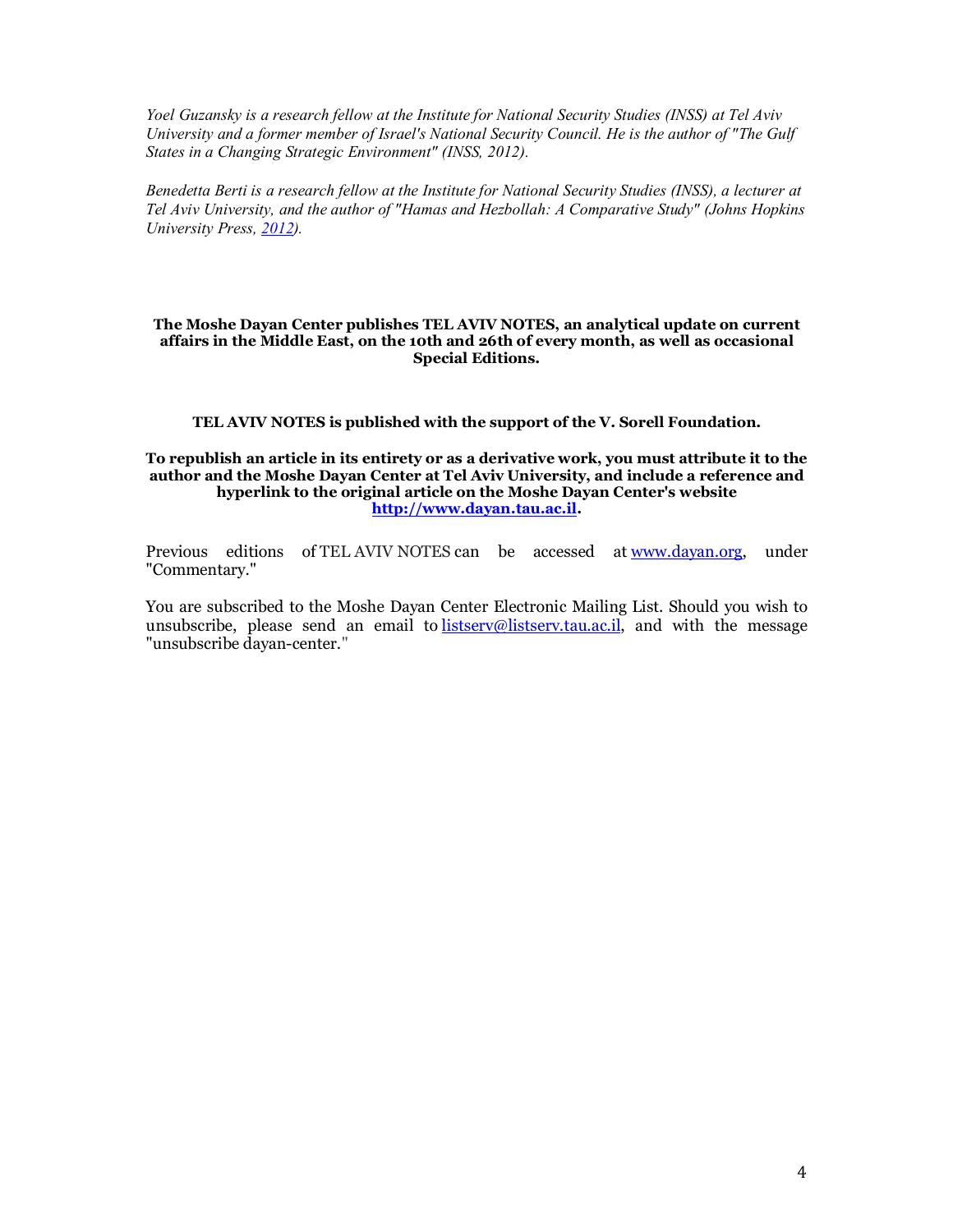*Yoel Guzansky is a research fellow at the Institute for National Security Studies (INSS) at Tel Aviv University and a former member of Israel's National Security Council. He is the author of "The Gulf States in a Changing Strategic Environment" (INSS, 2012).*

*Benedetta Berti is a research fellow at the Institute for National Security Studies (INSS), a lecturer at Tel Aviv University, and the author of "Hamas and Hezbollah: A Comparative Study" (Johns Hopkins University Press, 2012).*

**The Moshe Dayan Center publishes TEL AVIV NOTES, an analytical update on current affairs in the Middle East, on the 10th and 26th of every month, as well as occasional Special Editions.**

**TEL AVIV NOTES is published with the support of the V. Sorell Foundation.**

**To republish an article in its entirety or as a derivative work, you must attribute it to the author and the Moshe Dayan Center at Tel Aviv University, and include a reference and hyperlink to the original article on the Moshe Dayan Center's website http://www.dayan.tau.ac.il.**

Previous editions of TEL AVIV NOTES can be accessed at www.dayan.org, under "Commentary."

You are subscribed to the Moshe Dayan Center Electronic Mailing List. Should you wish to unsubscribe, please send an email to listserv@listserv.tau.ac.il, and with the message "unsubscribe dayan-center."